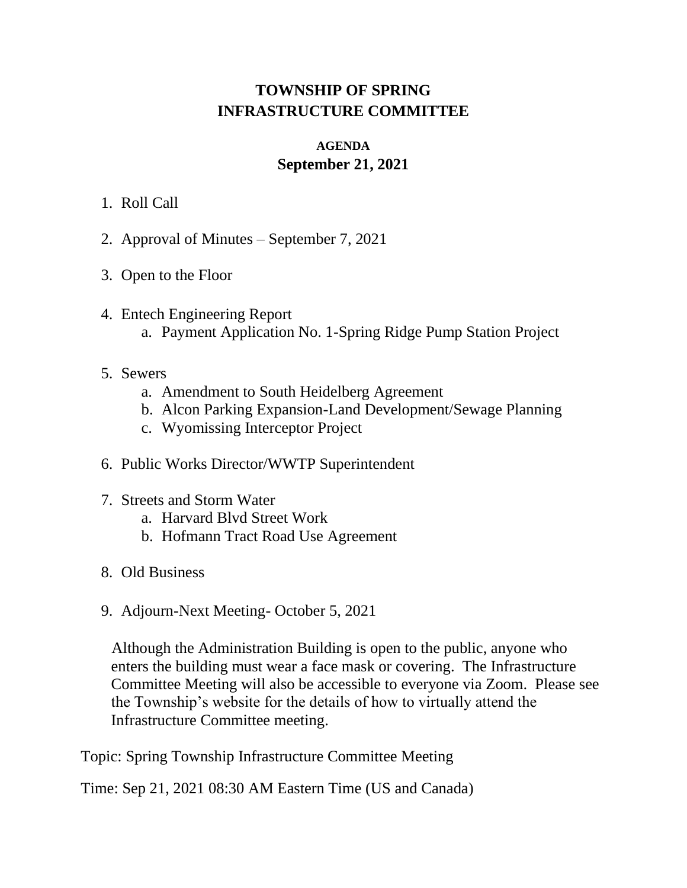# TOWNSHIP OF SPRING
# INFRASTRUCTURE COMMITTEE

### AGENDA
## September 21, 2021

1. Roll Call

2. Approval of Minutes – September 7, 2021

3. Open to the Floor

4. Entech Engineering Report
   a. Payment Application No. 1-Spring Ridge Pump Station Project

5. Sewers
   a. Amendment to South Heidelberg Agreement
   b. Alcon Parking Expansion-Land Development/Sewage Planning
   c. Wyomissing Interceptor Project

6. Public Works Director/WWTP Superintendent

7. Streets and Storm Water
   a. Harvard Blvd Street Work
   b. Hofmann Tract Road Use Agreement

8. Old Business

9. Adjourn-Next Meeting- October 5, 2021

Although the Administration Building is open to the public, anyone who enters the building must wear a face mask or covering. The Infrastructure Committee Meeting will also be accessible to everyone via Zoom. Please see the Township's website for the details of how to virtually attend the Infrastructure Committee meeting.

Topic: Spring Township Infrastructure Committee Meeting

Time: Sep 21, 2021 08:30 AM Eastern Time (US and Canada)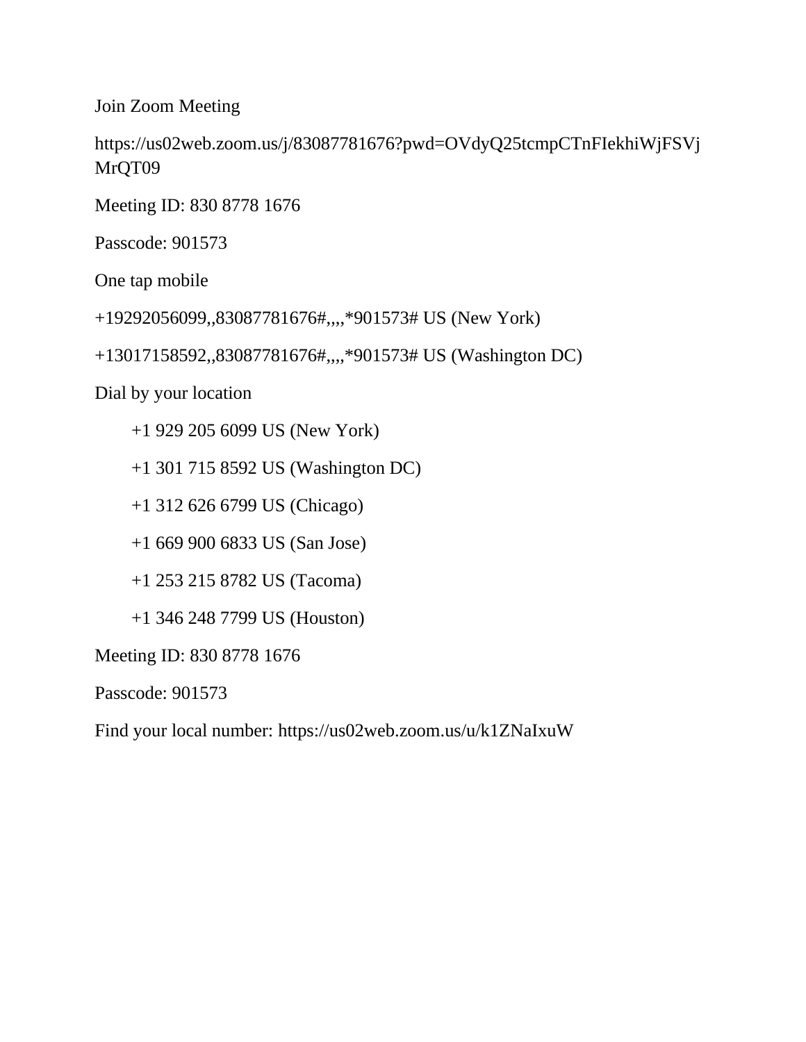Join Zoom Meeting

https://us02web.zoom.us/j/83087781676?pwd=OVdyQ25tcmpCTnFIekhiWjFSVjMrQT09

Meeting ID: 830 8778 1676

Passcode: 901573

One tap mobile

+19292056099,,83087781676#,,,,*901573# US (New York)

+13017158592,,83087781676#,,,,*901573# US (Washington DC)

Dial by your location

+1 929 205 6099 US (New York)

+1 301 715 8592 US (Washington DC)

+1 312 626 6799 US (Chicago)

+1 669 900 6833 US (San Jose)

+1 253 215 8782 US (Tacoma)

+1 346 248 7799 US (Houston)

Meeting ID: 830 8778 1676

Passcode: 901573

Find your local number: https://us02web.zoom.us/u/k1ZNaIxuW